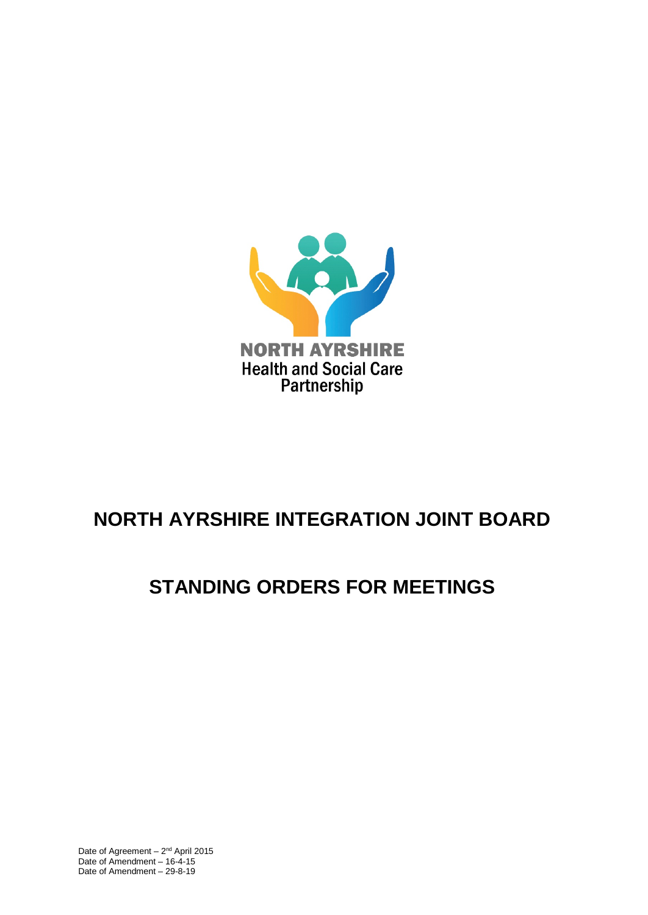NORTH AYRSHIRE
Health and Social Care
Partnership

# NORTH AYRSHIRE INTEGRATION JOINT BOARD

# STANDING ORDERS FOR MEETINGS

Date of Agreement – 2nd April 2015
Date of Amendment – 16-4-15
Date of Amendment – 29-8-19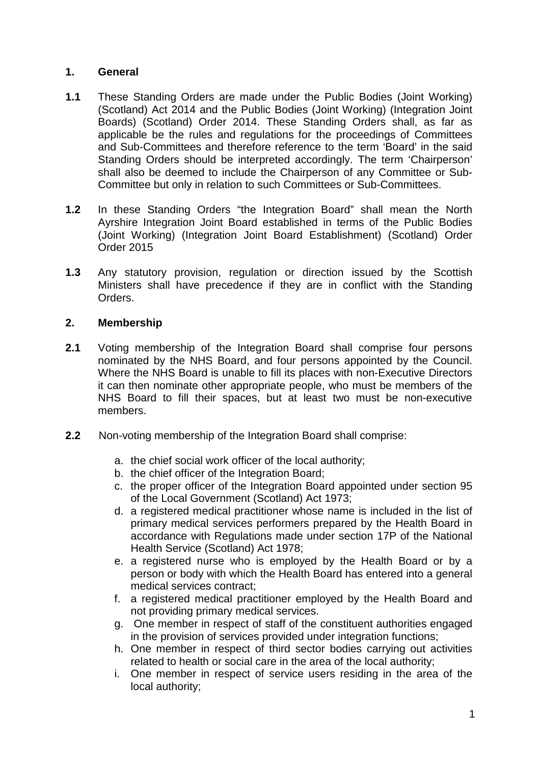## 1. General

**1.1** These Standing Orders are made under the Public Bodies (Joint Working) (Scotland) Act 2014 and the Public Bodies (Joint Working) (Integration Joint Boards) (Scotland) Order 2014. These Standing Orders shall, as far as applicable be the rules and regulations for the proceedings of Committees and Sub-Committees and therefore reference to the term 'Board' in the said Standing Orders should be interpreted accordingly. The term 'Chairperson' shall also be deemed to include the Chairperson of any Committee or Sub-Committee but only in relation to such Committees or Sub-Committees.

**1.2** In these Standing Orders "the Integration Board" shall mean the North Ayrshire Integration Joint Board established in terms of the Public Bodies (Joint Working) (Integration Joint Board Establishment) (Scotland) Order Order 2015

**1.3** Any statutory provision, regulation or direction issued by the Scottish Ministers shall have precedence if they are in conflict with the Standing Orders.

## 2. Membership

**2.1** Voting membership of the Integration Board shall comprise four persons nominated by the NHS Board, and four persons appointed by the Council. Where the NHS Board is unable to fill its places with non-Executive Directors it can then nominate other appropriate people, who must be members of the NHS Board to fill their spaces, but at least two must be non-executive members.

**2.2** Non-voting membership of the Integration Board shall comprise:

a. the chief social work officer of the local authority;
b. the chief officer of the Integration Board;
c. the proper officer of the Integration Board appointed under section 95 of the Local Government (Scotland) Act 1973;
d. a registered medical practitioner whose name is included in the list of primary medical services performers prepared by the Health Board in accordance with Regulations made under section 17P of the National Health Service (Scotland) Act 1978;
e. a registered nurse who is employed by the Health Board or by a person or body with which the Health Board has entered into a general medical services contract;
f. a registered medical practitioner employed by the Health Board and not providing primary medical services.
g. One member in respect of staff of the constituent authorities engaged in the provision of services provided under integration functions;
h. One member in respect of third sector bodies carrying out activities related to health or social care in the area of the local authority;
i. One member in respect of service users residing in the area of the local authority;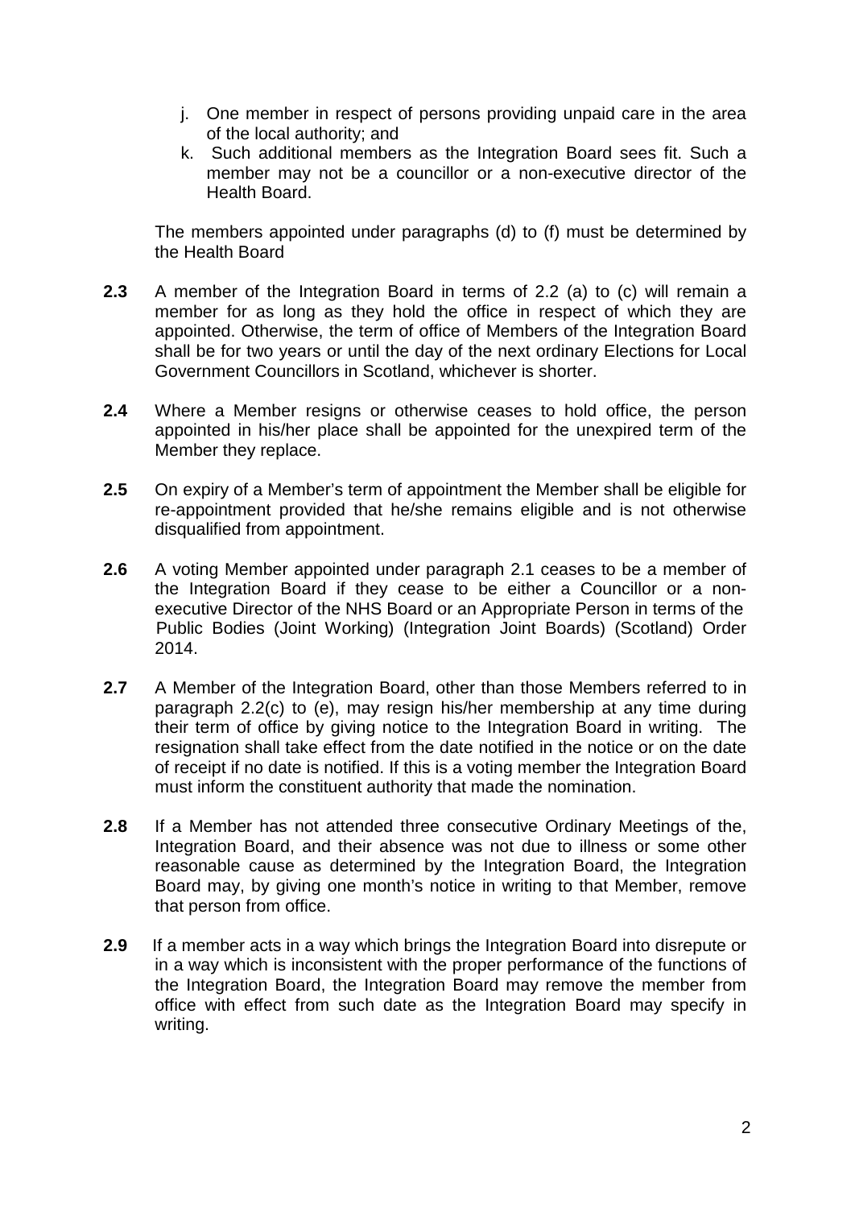j. One member in respect of persons providing unpaid care in the area of the local authority; and
k. Such additional members as the Integration Board sees fit. Such a member may not be a councillor or a non-executive director of the Health Board.

The members appointed under paragraphs (d) to (f) must be determined by the Health Board

**2.3** A member of the Integration Board in terms of 2.2 (a) to (c) will remain a member for as long as they hold the office in respect of which they are appointed. Otherwise, the term of office of Members of the Integration Board shall be for two years or until the day of the next ordinary Elections for Local Government Councillors in Scotland, whichever is shorter.

**2.4** Where a Member resigns or otherwise ceases to hold office, the person appointed in his/her place shall be appointed for the unexpired term of the Member they replace.

**2.5** On expiry of a Member's term of appointment the Member shall be eligible for re-appointment provided that he/she remains eligible and is not otherwise disqualified from appointment.

**2.6** A voting Member appointed under paragraph 2.1 ceases to be a member of the Integration Board if they cease to be either a Councillor or a non-executive Director of the NHS Board or an Appropriate Person in terms of the Public Bodies (Joint Working) (Integration Joint Boards) (Scotland) Order 2014.

**2.7** A Member of the Integration Board, other than those Members referred to in paragraph 2.2(c) to (e), may resign his/her membership at any time during their term of office by giving notice to the Integration Board in writing. The resignation shall take effect from the date notified in the notice or on the date of receipt if no date is notified. If this is a voting member the Integration Board must inform the constituent authority that made the nomination.

**2.8** If a Member has not attended three consecutive Ordinary Meetings of the, Integration Board, and their absence was not due to illness or some other reasonable cause as determined by the Integration Board, the Integration Board may, by giving one month's notice in writing to that Member, remove that person from office.

**2.9** If a member acts in a way which brings the Integration Board into disrepute or in a way which is inconsistent with the proper performance of the functions of the Integration Board, the Integration Board may remove the member from office with effect from such date as the Integration Board may specify in writing.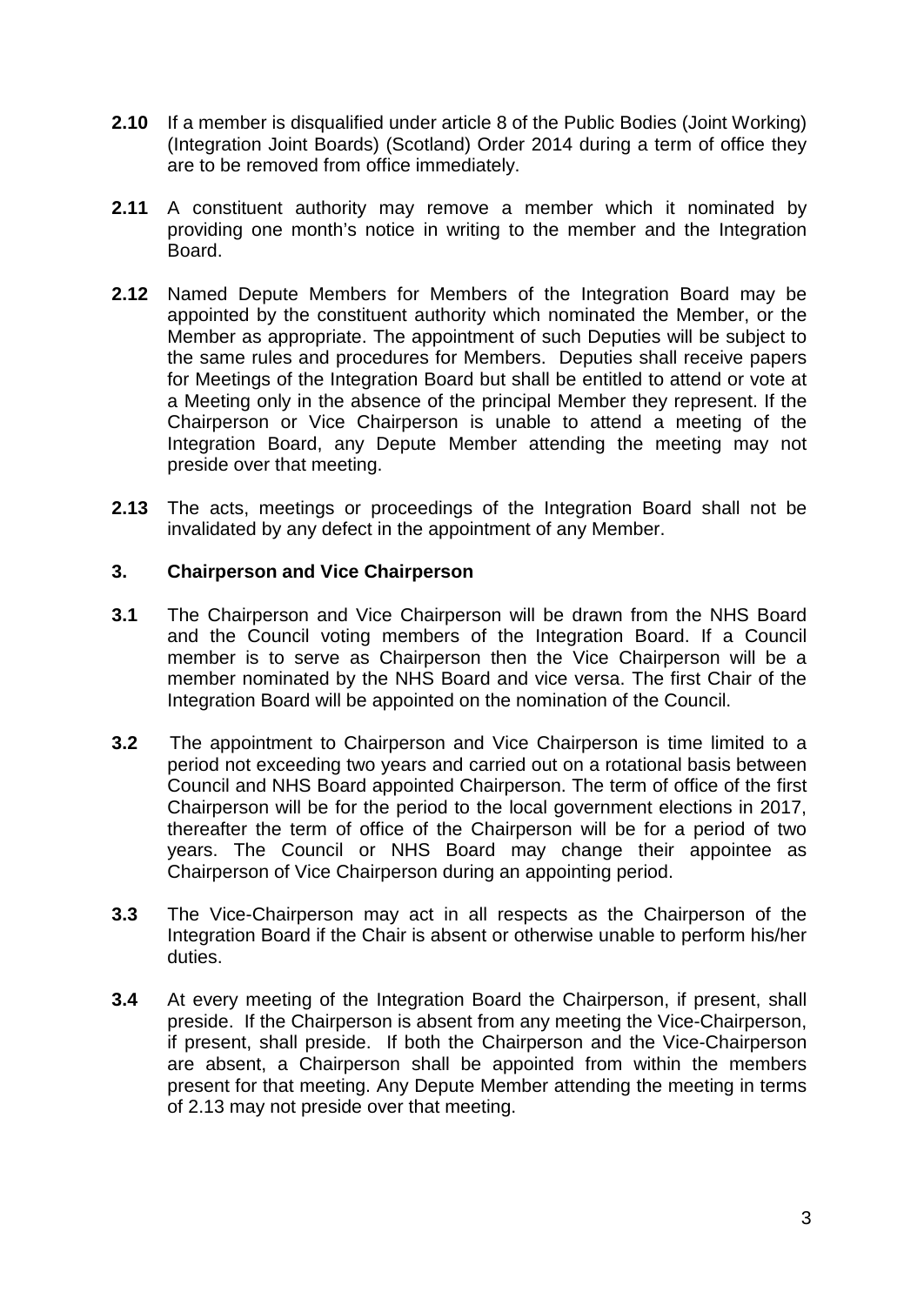**2.10** If a member is disqualified under article 8 of the Public Bodies (Joint Working) (Integration Joint Boards) (Scotland) Order 2014 during a term of office they are to be removed from office immediately.

**2.11** A constituent authority may remove a member which it nominated by providing one month's notice in writing to the member and the Integration Board.

**2.12** Named Depute Members for Members of the Integration Board may be appointed by the constituent authority which nominated the Member, or the Member as appropriate. The appointment of such Deputies will be subject to the same rules and procedures for Members. Deputies shall receive papers for Meetings of the Integration Board but shall be entitled to attend or vote at a Meeting only in the absence of the principal Member they represent. If the Chairperson or Vice Chairperson is unable to attend a meeting of the Integration Board, any Depute Member attending the meeting may not preside over that meeting.

**2.13** The acts, meetings or proceedings of the Integration Board shall not be invalidated by any defect in the appointment of any Member.

## 3. Chairperson and Vice Chairperson

**3.1** The Chairperson and Vice Chairperson will be drawn from the NHS Board and the Council voting members of the Integration Board. If a Council member is to serve as Chairperson then the Vice Chairperson will be a member nominated by the NHS Board and vice versa. The first Chair of the Integration Board will be appointed on the nomination of the Council.

**3.2** The appointment to Chairperson and Vice Chairperson is time limited to a period not exceeding two years and carried out on a rotational basis between Council and NHS Board appointed Chairperson. The term of office of the first Chairperson will be for the period to the local government elections in 2017, thereafter the term of office of the Chairperson will be for a period of two years. The Council or NHS Board may change their appointee as Chairperson of Vice Chairperson during an appointing period.

**3.3** The Vice-Chairperson may act in all respects as the Chairperson of the Integration Board if the Chair is absent or otherwise unable to perform his/her duties.

**3.4** At every meeting of the Integration Board the Chairperson, if present, shall preside. If the Chairperson is absent from any meeting the Vice-Chairperson, if present, shall preside. If both the Chairperson and the Vice-Chairperson are absent, a Chairperson shall be appointed from within the members present for that meeting. Any Depute Member attending the meeting in terms of 2.13 may not preside over that meeting.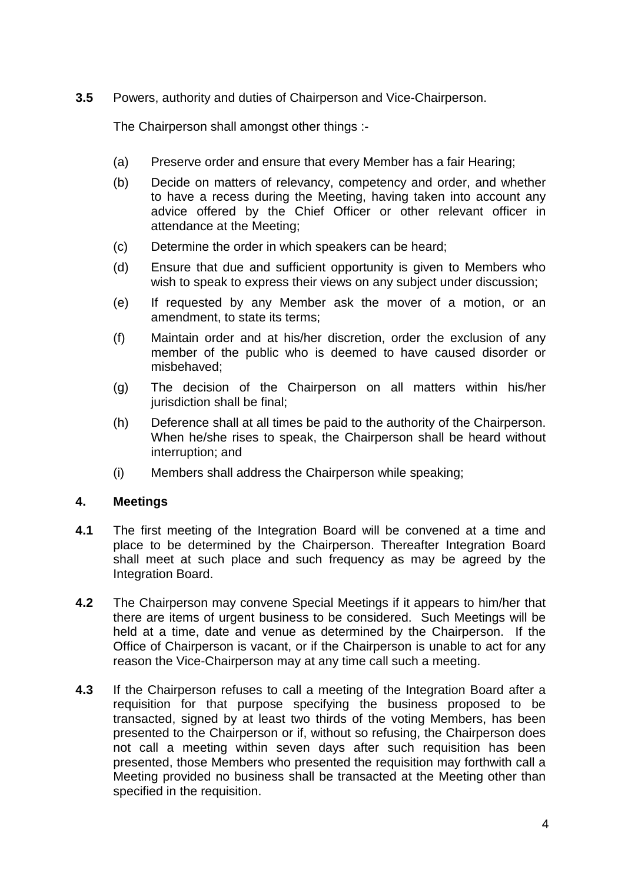**3.5** Powers, authority and duties of Chairperson and Vice-Chairperson.

The Chairperson shall amongst other things :-

(a) Preserve order and ensure that every Member has a fair Hearing;

(b) Decide on matters of relevancy, competency and order, and whether to have a recess during the Meeting, having taken into account any advice offered by the Chief Officer or other relevant officer in attendance at the Meeting;

(c) Determine the order in which speakers can be heard;

(d) Ensure that due and sufficient opportunity is given to Members who wish to speak to express their views on any subject under discussion;

(e) If requested by any Member ask the mover of a motion, or an amendment, to state its terms;

(f) Maintain order and at his/her discretion, order the exclusion of any member of the public who is deemed to have caused disorder or misbehaved;

(g) The decision of the Chairperson on all matters within his/her jurisdiction shall be final;

(h) Deference shall at all times be paid to the authority of the Chairperson. When he/she rises to speak, the Chairperson shall be heard without interruption; and

(i) Members shall address the Chairperson while speaking;

## 4. Meetings

**4.1** The first meeting of the Integration Board will be convened at a time and place to be determined by the Chairperson. Thereafter Integration Board shall meet at such place and such frequency as may be agreed by the Integration Board.

**4.2** The Chairperson may convene Special Meetings if it appears to him/her that there are items of urgent business to be considered. Such Meetings will be held at a time, date and venue as determined by the Chairperson. If the Office of Chairperson is vacant, or if the Chairperson is unable to act for any reason the Vice-Chairperson may at any time call such a meeting.

**4.3** If the Chairperson refuses to call a meeting of the Integration Board after a requisition for that purpose specifying the business proposed to be transacted, signed by at least two thirds of the voting Members, has been presented to the Chairperson or if, without so refusing, the Chairperson does not call a meeting within seven days after such requisition has been presented, those Members who presented the requisition may forthwith call a Meeting provided no business shall be transacted at the Meeting other than specified in the requisition.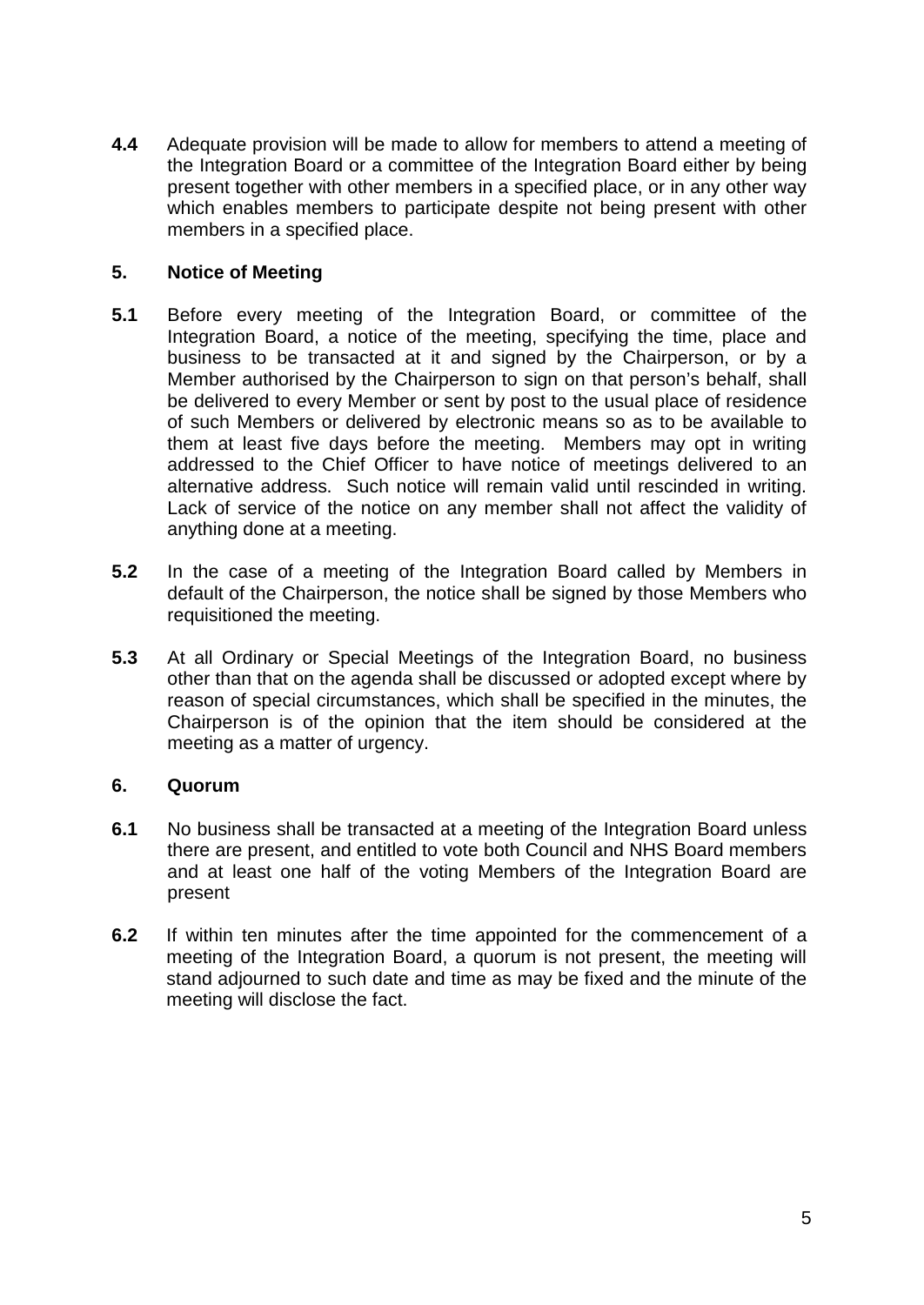**4.4** Adequate provision will be made to allow for members to attend a meeting of the Integration Board or a committee of the Integration Board either by being present together with other members in a specified place, or in any other way which enables members to participate despite not being present with other members in a specified place.

## 5. Notice of Meeting

**5.1** Before every meeting of the Integration Board, or committee of the Integration Board, a notice of the meeting, specifying the time, place and business to be transacted at it and signed by the Chairperson, or by a Member authorised by the Chairperson to sign on that person's behalf, shall be delivered to every Member or sent by post to the usual place of residence of such Members or delivered by electronic means so as to be available to them at least five days before the meeting. Members may opt in writing addressed to the Chief Officer to have notice of meetings delivered to an alternative address. Such notice will remain valid until rescinded in writing. Lack of service of the notice on any member shall not affect the validity of anything done at a meeting.

**5.2** In the case of a meeting of the Integration Board called by Members in default of the Chairperson, the notice shall be signed by those Members who requisitioned the meeting.

**5.3** At all Ordinary or Special Meetings of the Integration Board, no business other than that on the agenda shall be discussed or adopted except where by reason of special circumstances, which shall be specified in the minutes, the Chairperson is of the opinion that the item should be considered at the meeting as a matter of urgency.

## 6. Quorum

**6.1** No business shall be transacted at a meeting of the Integration Board unless there are present, and entitled to vote both Council and NHS Board members and at least one half of the voting Members of the Integration Board are present

**6.2** If within ten minutes after the time appointed for the commencement of a meeting of the Integration Board, a quorum is not present, the meeting will stand adjourned to such date and time as may be fixed and the minute of the meeting will disclose the fact.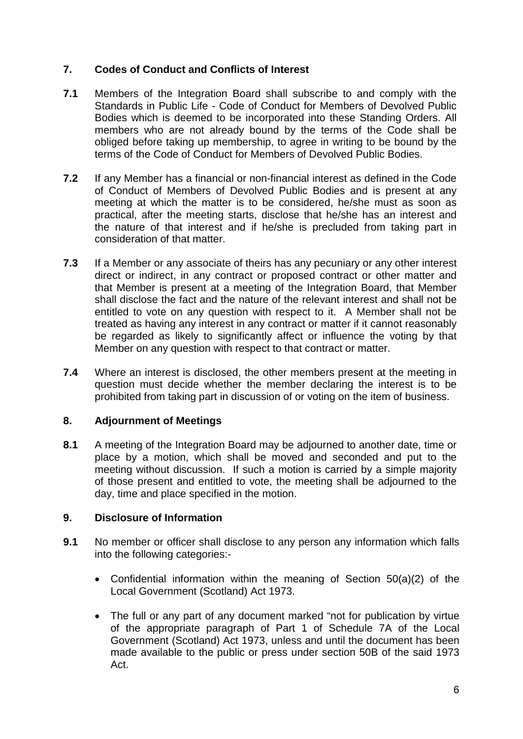## 7. Codes of Conduct and Conflicts of Interest

**7.1** Members of the Integration Board shall subscribe to and comply with the Standards in Public Life - Code of Conduct for Members of Devolved Public Bodies which is deemed to be incorporated into these Standing Orders. All members who are not already bound by the terms of the Code shall be obliged before taking up membership, to agree in writing to be bound by the terms of the Code of Conduct for Members of Devolved Public Bodies.

**7.2** If any Member has a financial or non-financial interest as defined in the Code of Conduct of Members of Devolved Public Bodies and is present at any meeting at which the matter is to be considered, he/she must as soon as practical, after the meeting starts, disclose that he/she has an interest and the nature of that interest and if he/she is precluded from taking part in consideration of that matter.

**7.3** If a Member or any associate of theirs has any pecuniary or any other interest direct or indirect, in any contract or proposed contract or other matter and that Member is present at a meeting of the Integration Board, that Member shall disclose the fact and the nature of the relevant interest and shall not be entitled to vote on any question with respect to it. A Member shall not be treated as having any interest in any contract or matter if it cannot reasonably be regarded as likely to significantly affect or influence the voting by that Member on any question with respect to that contract or matter.

**7.4** Where an interest is disclosed, the other members present at the meeting in question must decide whether the member declaring the interest is to be prohibited from taking part in discussion of or voting on the item of business.

## 8. Adjournment of Meetings

**8.1** A meeting of the Integration Board may be adjourned to another date, time or place by a motion, which shall be moved and seconded and put to the meeting without discussion. If such a motion is carried by a simple majority of those present and entitled to vote, the meeting shall be adjourned to the day, time and place specified in the motion.

## 9. Disclosure of Information

**9.1** No member or officer shall disclose to any person any information which falls into the following categories:-

- Confidential information within the meaning of Section 50(a)(2) of the Local Government (Scotland) Act 1973.

- The full or any part of any document marked "not for publication by virtue of the appropriate paragraph of Part 1 of Schedule 7A of the Local Government (Scotland) Act 1973, unless and until the document has been made available to the public or press under section 50B of the said 1973 Act.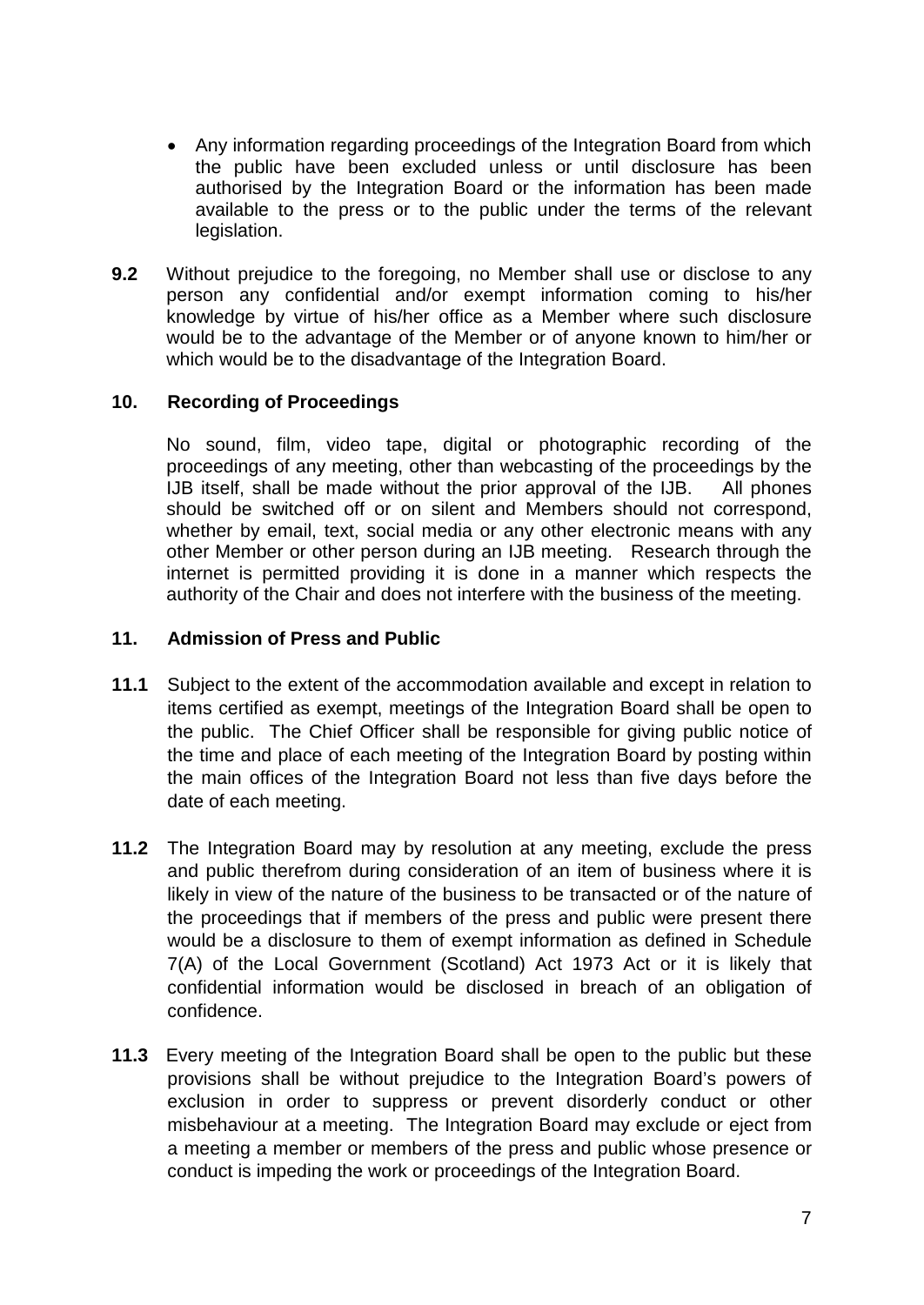- Any information regarding proceedings of the Integration Board from which the public have been excluded unless or until disclosure has been authorised by the Integration Board or the information has been made available to the press or to the public under the terms of the relevant legislation.

**9.2** Without prejudice to the foregoing, no Member shall use or disclose to any person any confidential and/or exempt information coming to his/her knowledge by virtue of his/her office as a Member where such disclosure would be to the advantage of the Member or of anyone known to him/her or which would be to the disadvantage of the Integration Board.

## 10. Recording of Proceedings

No sound, film, video tape, digital or photographic recording of the proceedings of any meeting, other than webcasting of the proceedings by the IJB itself, shall be made without the prior approval of the IJB. All phones should be switched off or on silent and Members should not correspond, whether by email, text, social media or any other electronic means with any other Member or other person during an IJB meeting. Research through the internet is permitted providing it is done in a manner which respects the authority of the Chair and does not interfere with the business of the meeting.

## 11. Admission of Press and Public

**11.1** Subject to the extent of the accommodation available and except in relation to items certified as exempt, meetings of the Integration Board shall be open to the public. The Chief Officer shall be responsible for giving public notice of the time and place of each meeting of the Integration Board by posting within the main offices of the Integration Board not less than five days before the date of each meeting.

**11.2** The Integration Board may by resolution at any meeting, exclude the press and public therefrom during consideration of an item of business where it is likely in view of the nature of the business to be transacted or of the nature of the proceedings that if members of the press and public were present there would be a disclosure to them of exempt information as defined in Schedule 7(A) of the Local Government (Scotland) Act 1973 Act or it is likely that confidential information would be disclosed in breach of an obligation of confidence.

**11.3** Every meeting of the Integration Board shall be open to the public but these provisions shall be without prejudice to the Integration Board's powers of exclusion in order to suppress or prevent disorderly conduct or other misbehaviour at a meeting. The Integration Board may exclude or eject from a meeting a member or members of the press and public whose presence or conduct is impeding the work or proceedings of the Integration Board.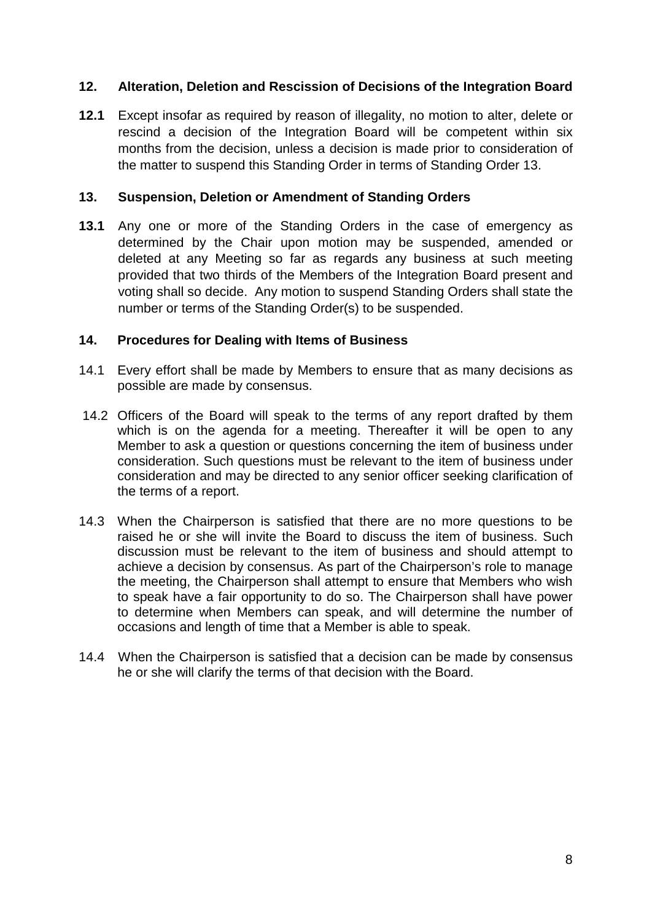## 12. Alteration, Deletion and Rescission of Decisions of the Integration Board

**12.1** Except insofar as required by reason of illegality, no motion to alter, delete or rescind a decision of the Integration Board will be competent within six months from the decision, unless a decision is made prior to consideration of the matter to suspend this Standing Order in terms of Standing Order 13.

## 13. Suspension, Deletion or Amendment of Standing Orders

**13.1** Any one or more of the Standing Orders in the case of emergency as determined by the Chair upon motion may be suspended, amended or deleted at any Meeting so far as regards any business at such meeting provided that two thirds of the Members of the Integration Board present and voting shall so decide. Any motion to suspend Standing Orders shall state the number or terms of the Standing Order(s) to be suspended.

## 14. Procedures for Dealing with Items of Business

14.1 Every effort shall be made by Members to ensure that as many decisions as possible are made by consensus.

14.2 Officers of the Board will speak to the terms of any report drafted by them which is on the agenda for a meeting. Thereafter it will be open to any Member to ask a question or questions concerning the item of business under consideration. Such questions must be relevant to the item of business under consideration and may be directed to any senior officer seeking clarification of the terms of a report.

14.3 When the Chairperson is satisfied that there are no more questions to be raised he or she will invite the Board to discuss the item of business. Such discussion must be relevant to the item of business and should attempt to achieve a decision by consensus. As part of the Chairperson's role to manage the meeting, the Chairperson shall attempt to ensure that Members who wish to speak have a fair opportunity to do so. The Chairperson shall have power to determine when Members can speak, and will determine the number of occasions and length of time that a Member is able to speak.

14.4 When the Chairperson is satisfied that a decision can be made by consensus he or she will clarify the terms of that decision with the Board.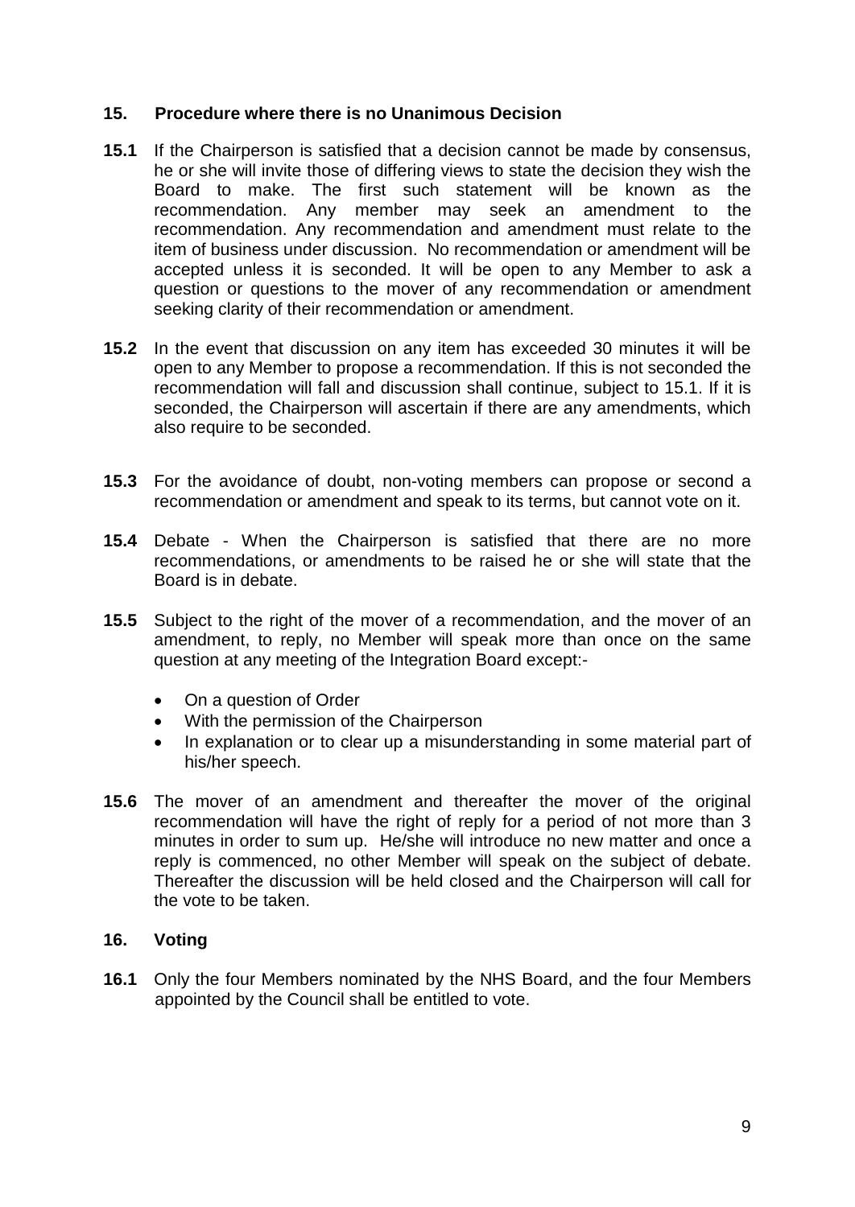## 15. Procedure where there is no Unanimous Decision

**15.1** If the Chairperson is satisfied that a decision cannot be made by consensus, he or she will invite those of differing views to state the decision they wish the Board to make. The first such statement will be known as the recommendation. Any member may seek an amendment to the recommendation. Any recommendation and amendment must relate to the item of business under discussion. No recommendation or amendment will be accepted unless it is seconded. It will be open to any Member to ask a question or questions to the mover of any recommendation or amendment seeking clarity of their recommendation or amendment.

**15.2** In the event that discussion on any item has exceeded 30 minutes it will be open to any Member to propose a recommendation. If this is not seconded the recommendation will fall and discussion shall continue, subject to 15.1. If it is seconded, the Chairperson will ascertain if there are any amendments, which also require to be seconded.

**15.3** For the avoidance of doubt, non-voting members can propose or second a recommendation or amendment and speak to its terms, but cannot vote on it.

**15.4** Debate - When the Chairperson is satisfied that there are no more recommendations, or amendments to be raised he or she will state that the Board is in debate.

**15.5** Subject to the right of the mover of a recommendation, and the mover of an amendment, to reply, no Member will speak more than once on the same question at any meeting of the Integration Board except:-

- On a question of Order
- With the permission of the Chairperson
- In explanation or to clear up a misunderstanding in some material part of his/her speech.

**15.6** The mover of an amendment and thereafter the mover of the original recommendation will have the right of reply for a period of not more than 3 minutes in order to sum up. He/she will introduce no new matter and once a reply is commenced, no other Member will speak on the subject of debate. Thereafter the discussion will be held closed and the Chairperson will call for the vote to be taken.

## 16. Voting

**16.1** Only the four Members nominated by the NHS Board, and the four Members appointed by the Council shall be entitled to vote.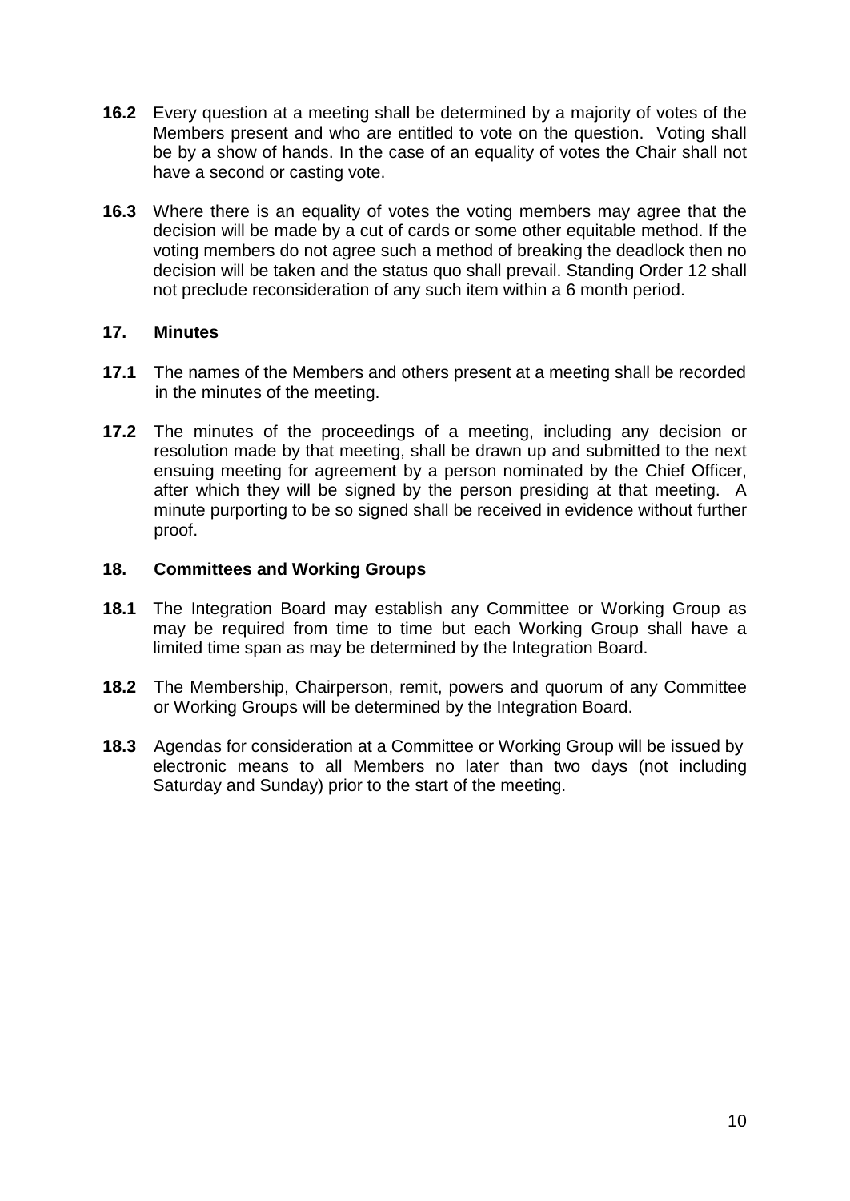**16.2** Every question at a meeting shall be determined by a majority of votes of the Members present and who are entitled to vote on the question. Voting shall be by a show of hands. In the case of an equality of votes the Chair shall not have a second or casting vote.

**16.3** Where there is an equality of votes the voting members may agree that the decision will be made by a cut of cards or some other equitable method. If the voting members do not agree such a method of breaking the deadlock then no decision will be taken and the status quo shall prevail. Standing Order 12 shall not preclude reconsideration of any such item within a 6 month period.

## 17. Minutes

**17.1** The names of the Members and others present at a meeting shall be recorded in the minutes of the meeting.

**17.2** The minutes of the proceedings of a meeting, including any decision or resolution made by that meeting, shall be drawn up and submitted to the next ensuing meeting for agreement by a person nominated by the Chief Officer, after which they will be signed by the person presiding at that meeting. A minute purporting to be so signed shall be received in evidence without further proof.

## 18. Committees and Working Groups

**18.1** The Integration Board may establish any Committee or Working Group as may be required from time to time but each Working Group shall have a limited time span as may be determined by the Integration Board.

**18.2** The Membership, Chairperson, remit, powers and quorum of any Committee or Working Groups will be determined by the Integration Board.

**18.3** Agendas for consideration at a Committee or Working Group will be issued by electronic means to all Members no later than two days (not including Saturday and Sunday) prior to the start of the meeting.